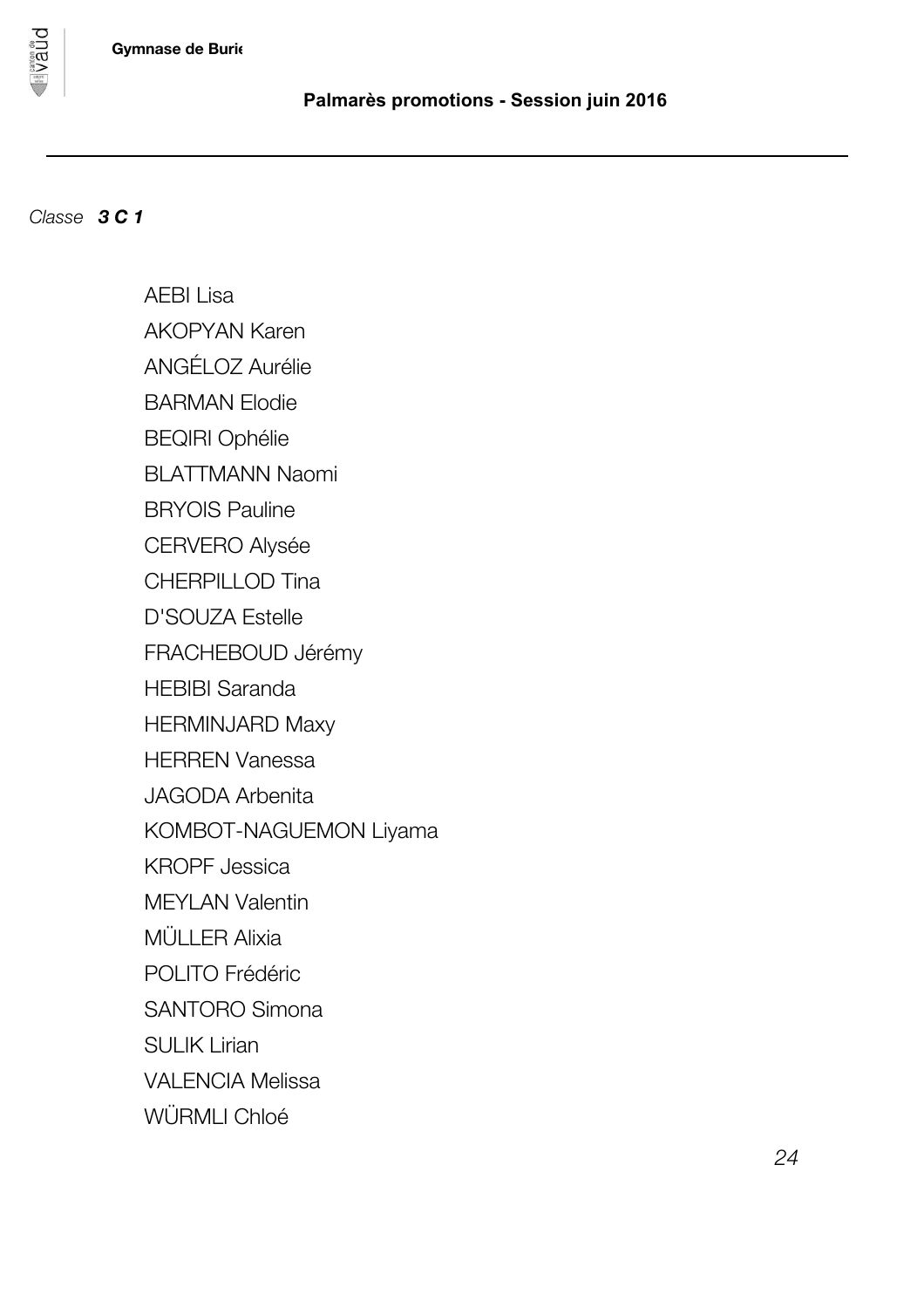**Gymnase de Burie**

## Palmarès promotions - Session juin 2016

*Classe* ***3 C 1***

AEBI Lisa
AKOPYAN Karen
ANGÉLOZ Aurélie
BARMAN Elodie
BEQIRI Ophélie
BLATTMANN Naomi
BRYOIS Pauline
CERVERO Alysée
CHERPILLOD Tina
D'SOUZA Estelle
FRACHEBOUD Jérémy
HEBIBI Saranda
HERMINJARD Maxy
HERREN Vanessa
JAGODA Arbenita
KOMBOT-NAGUEMON Liyama
KROPF Jessica
MEYLAN Valentin
MÜLLER Alixia
POLITO Frédéric
SANTORO Simona
SULIK Lirian
VALENCIA Melissa
WÜRMLI Chloé

*24*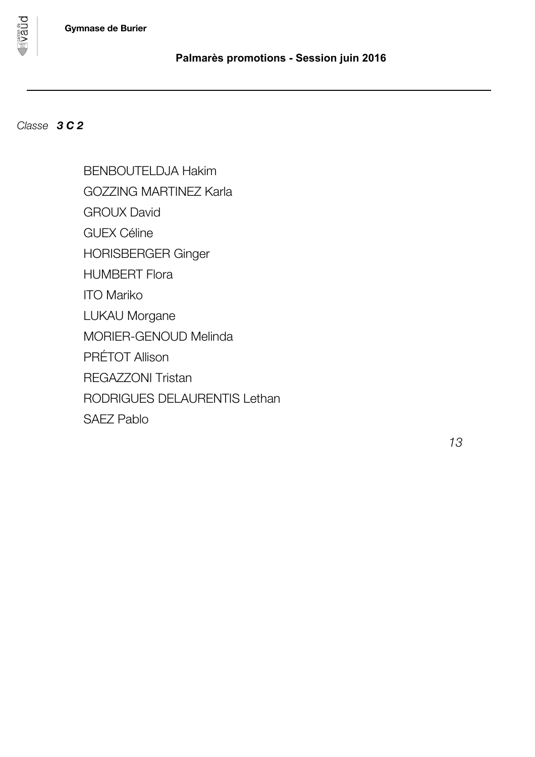*Classe* ***3 C 2***

BENBOUTELDJA Hakim
GOZZING MARTINEZ Karla
GROUX David
GUEX Céline
HORISBERGER Ginger
HUMBERT Flora
ITO Mariko
LUKAU Morgane
MORIER-GENOUD Melinda
PRÉTOT Allison
REGAZZONI Tristan
RODRIGUES DELAURENTIS Lethan
SAEZ Pablo

*13*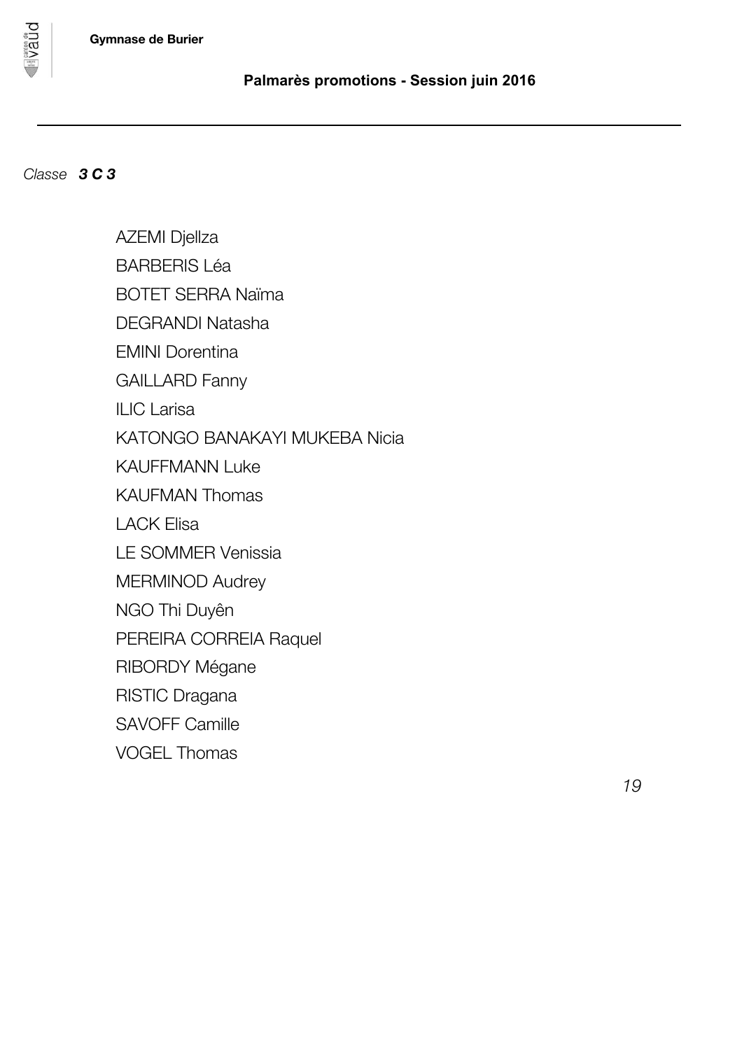*Classe* ***3 C 3***

AZEMI Djellza
BARBERIS Léa
BOTET SERRA Naïma
DEGRANDI Natasha
EMINI Dorentina
GAILLARD Fanny
ILIC Larisa
KATONGO BANAKAYI MUKEBA Nicia
KAUFFMANN Luke
KAUFMAN Thomas
LACK Elisa
LE SOMMER Venissia
MERMINOD Audrey
NGO Thi Duyên
PEREIRA CORREIA Raquel
RIBORDY Mégane
RISTIC Dragana
SAVOFF Camille
VOGEL Thomas

*19*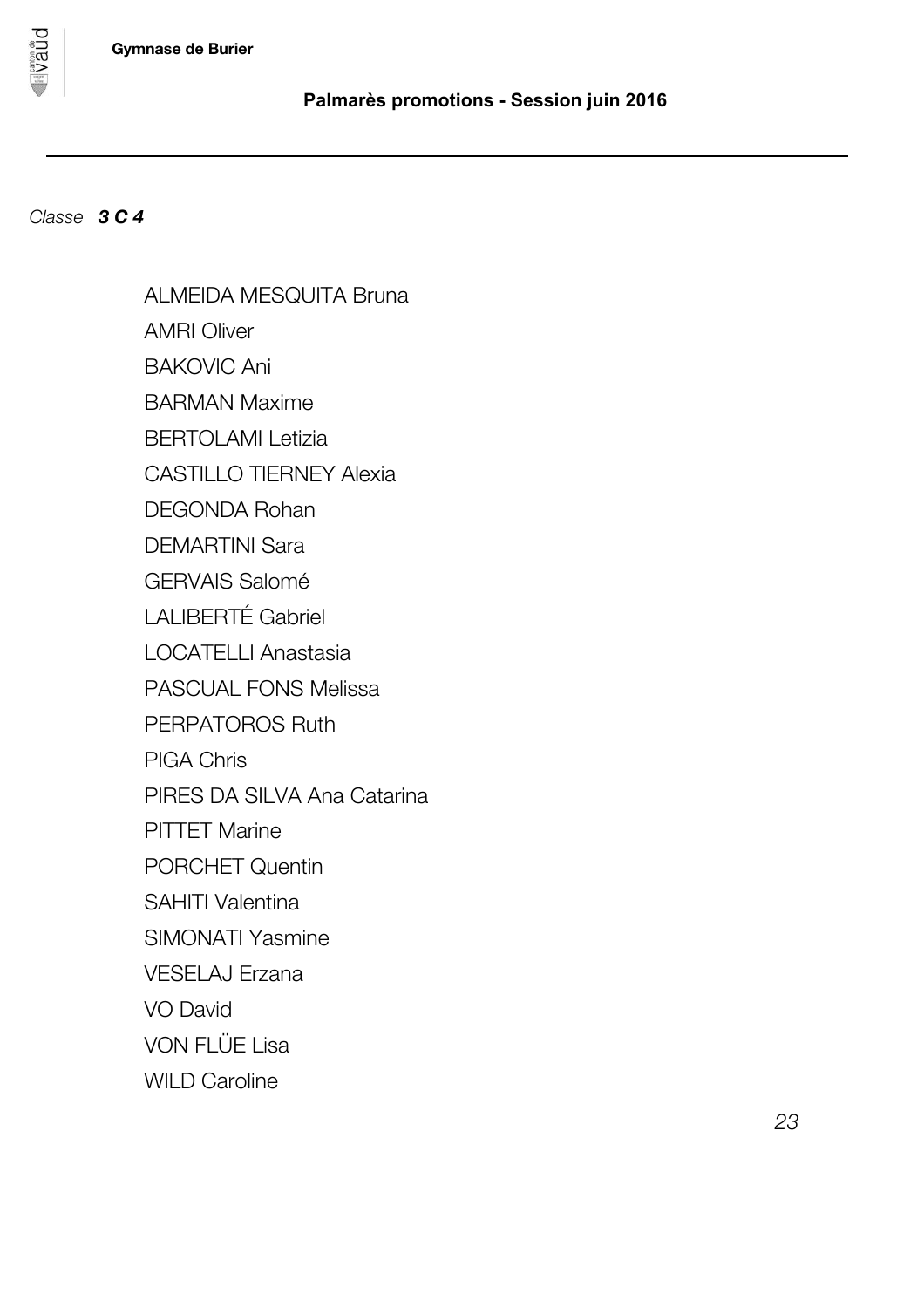*Classe* ***3 C 4***

ALMEIDA MESQUITA Bruna
AMRI Oliver
BAKOVIC Ani
BARMAN Maxime
BERTOLAMI Letizia
CASTILLO TIERNEY Alexia
DEGONDA Rohan
DEMARTINI Sara
GERVAIS Salomé
LALIBERTÉ Gabriel
LOCATELLI Anastasia
PASCUAL FONS Melissa
PERPATOROS Ruth
PIGA Chris
PIRES DA SILVA Ana Catarina
PITTET Marine
PORCHET Quentin
SAHITI Valentina
SIMONATI Yasmine
VESELAJ Erzana
VO David
VON FLÜE Lisa
WILD Caroline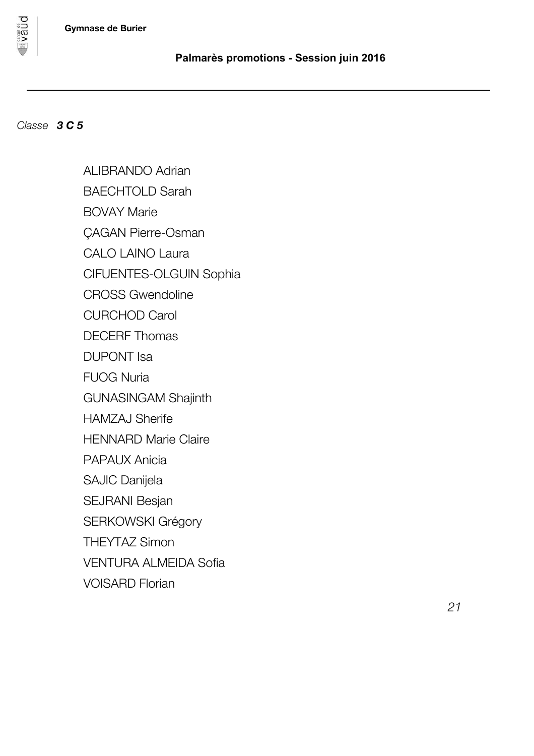*Classe* ***3 C 5***

ALIBRANDO Adrian
BAECHTOLD Sarah
BOVAY Marie
ÇAGAN Pierre-Osman
CALO LAINO Laura
CIFUENTES-OLGUIN Sophia
CROSS Gwendoline
CURCHOD Carol
DECERF Thomas
DUPONT Isa
FUOG Nuria
GUNASINGAM Shajinth
HAMZAJ Sherife
HENNARD Marie Claire
PAPAUX Anicia
SAJIC Danijela
SEJRANI Besjan
SERKOWSKI Grégory
THEYTAZ Simon
VENTURA ALMEIDA Sofia
VOISARD Florian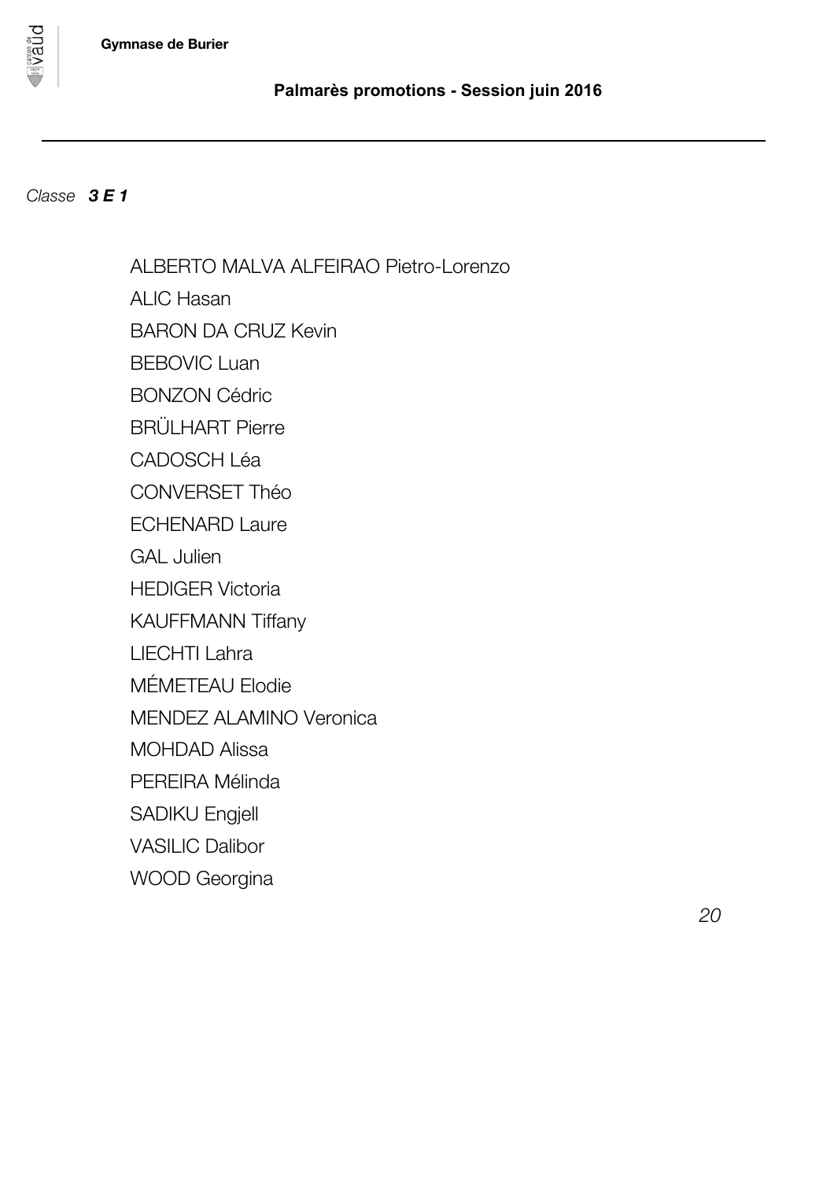*Classe* ***3 E 1***

ALBERTO MALVA ALFEIRAO Pietro-Lorenzo
ALIC Hasan
BARON DA CRUZ Kevin
BEBOVIC Luan
BONZON Cédric
BRÜLHART Pierre
CADOSCH Léa
CONVERSET Théo
ECHENARD Laure
GAL Julien
HEDIGER Victoria
KAUFFMANN Tiffany
LIECHTI Lahra
MÉMETEAU Elodie
MENDEZ ALAMINO Veronica
MOHDAD Alissa
PEREIRA Mélinda
SADIKU Engjell
VASILIC Dalibor
WOOD Georgina

*20*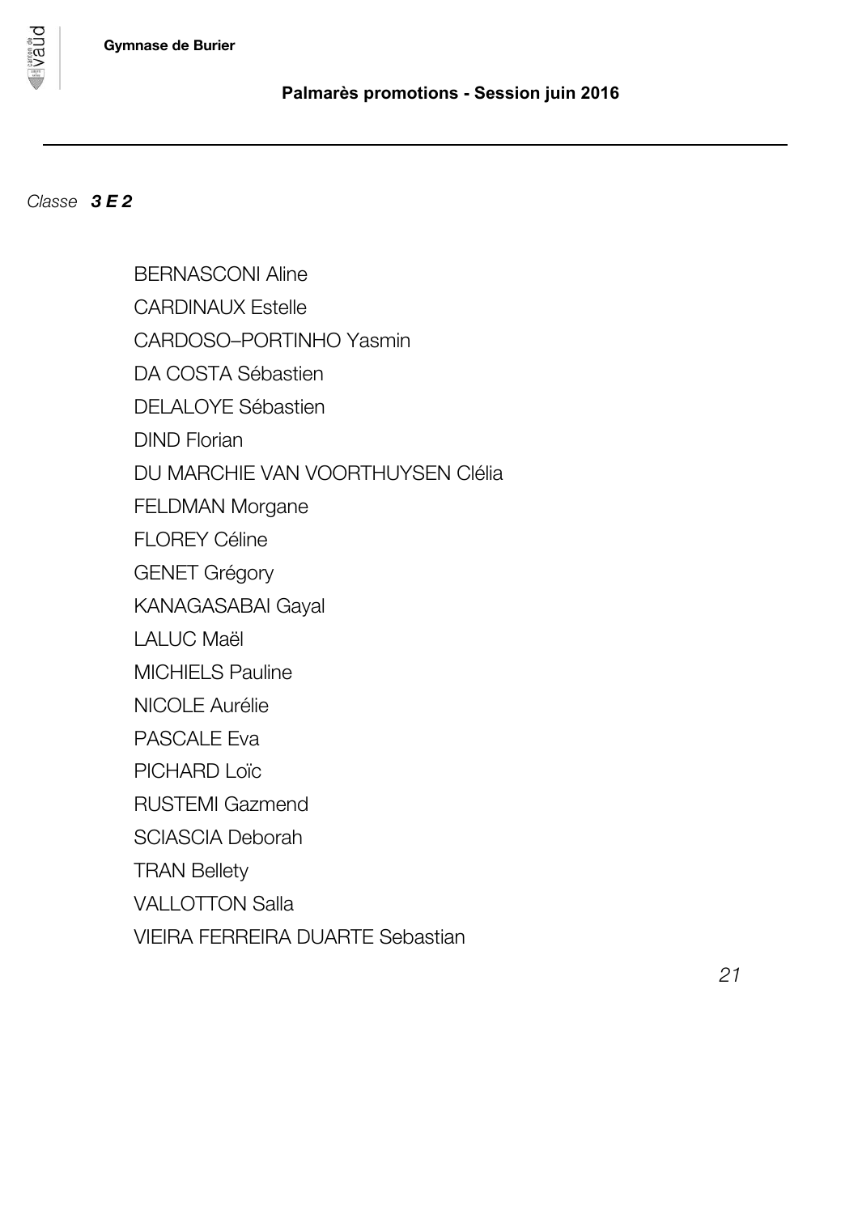*Classe* ***3 E 2***

BERNASCONI Aline

CARDINAUX Estelle

CARDOSO–PORTINHO Yasmin

DA COSTA Sébastien

DELALOYE Sébastien

DIND Florian

DU MARCHIE VAN VOORTHUYSEN Clélia

FELDMAN Morgane

FLOREY Céline

GENET Grégory

KANAGASABAI Gayal

LALUC Maël

MICHIELS Pauline

NICOLE Aurélie

PASCALE Eva

PICHARD Loïc

RUSTEMI Gazmend

SCIASCIA Deborah

TRAN Bellety

VALLOTTON Salla

VIEIRA FERREIRA DUARTE Sebastian

*21*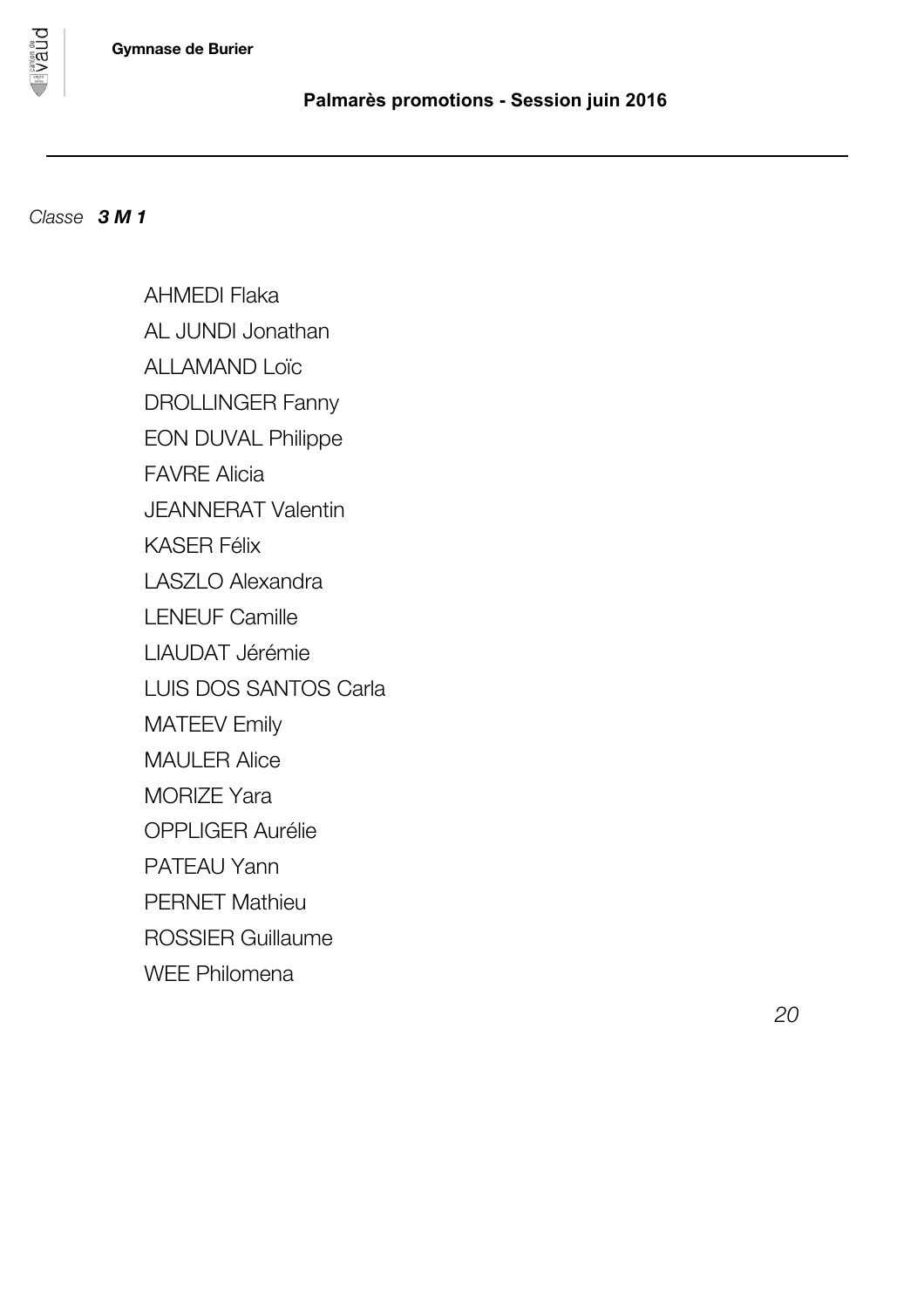*Classe* ***3 M 1***

AHMEDI Flaka
AL JUNDI Jonathan
ALLAMAND Loïc
DROLLINGER Fanny
EON DUVAL Philippe
FAVRE Alicia
JEANNERAT Valentin
KASER Félix
LASZLO Alexandra
LENEUF Camille
LIAUDAT Jérémie
LUIS DOS SANTOS Carla
MATEEV Emily
MAULER Alice
MORIZE Yara
OPPLIGER Aurélie
PATEAU Yann
PERNET Mathieu
ROSSIER Guillaume
WEE Philomena

*20*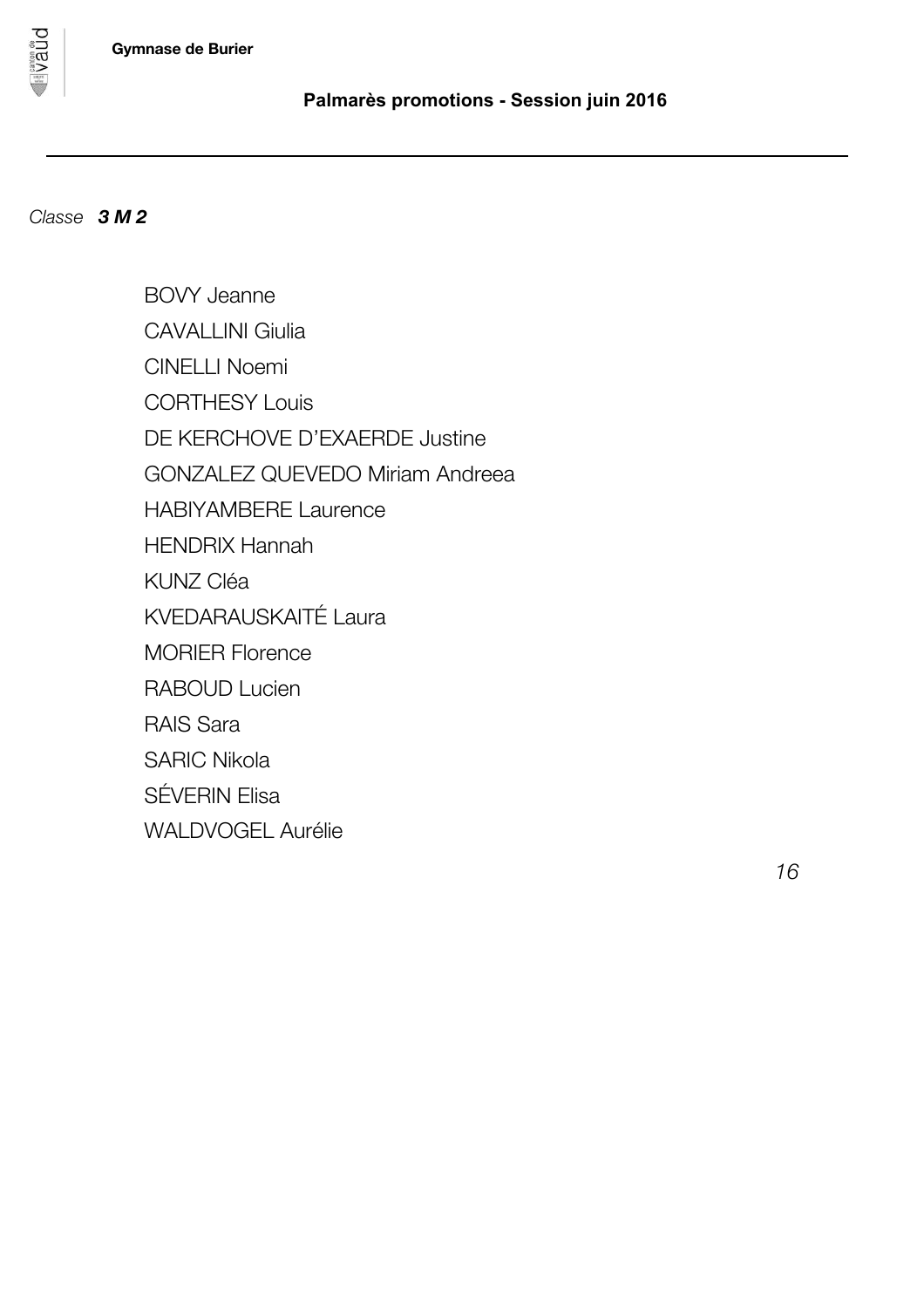*Classe* ***3 M 2***

BOVY Jeanne
CAVALLINI Giulia
CINELLI Noemi
CORTHESY Louis
DE KERCHOVE D'EXAERDE Justine
GONZALEZ QUEVEDO Miriam Andreea
HABIYAMBERE Laurence
HENDRIX Hannah
KUNZ Cléa
KVEDARAUSKAITÉ Laura
MORIER Florence
RABOUD Lucien
RAIS Sara
SARIC Nikola
SÉVERIN Elisa
WALDVOGEL Aurélie

*16*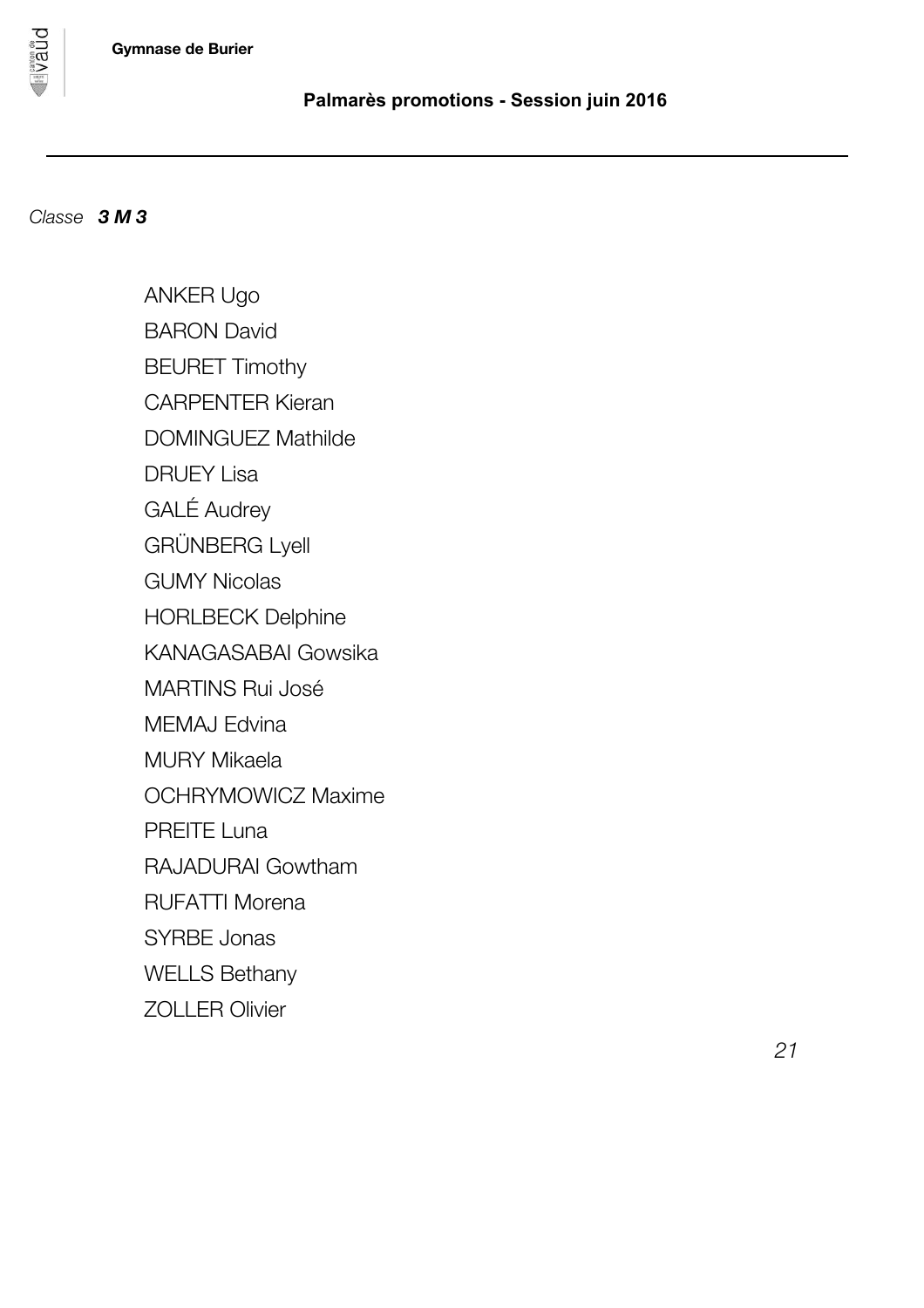*Classe* ***3 M 3***

ANKER Ugo
BARON David
BEURET Timothy
CARPENTER Kieran
DOMINGUEZ Mathilde
DRUEY Lisa
GALÉ Audrey
GRÜNBERG Lyell
GUMY Nicolas
HORLBECK Delphine
KANAGASABAI Gowsika
MARTINS Rui José
MEMAJ Edvina
MURY Mikaela
OCHRYMOWICZ Maxime
PREITE Luna
RAJADURAI Gowtham
RUFATTI Morena
SYRBE Jonas
WELLS Bethany
ZOLLER Olivier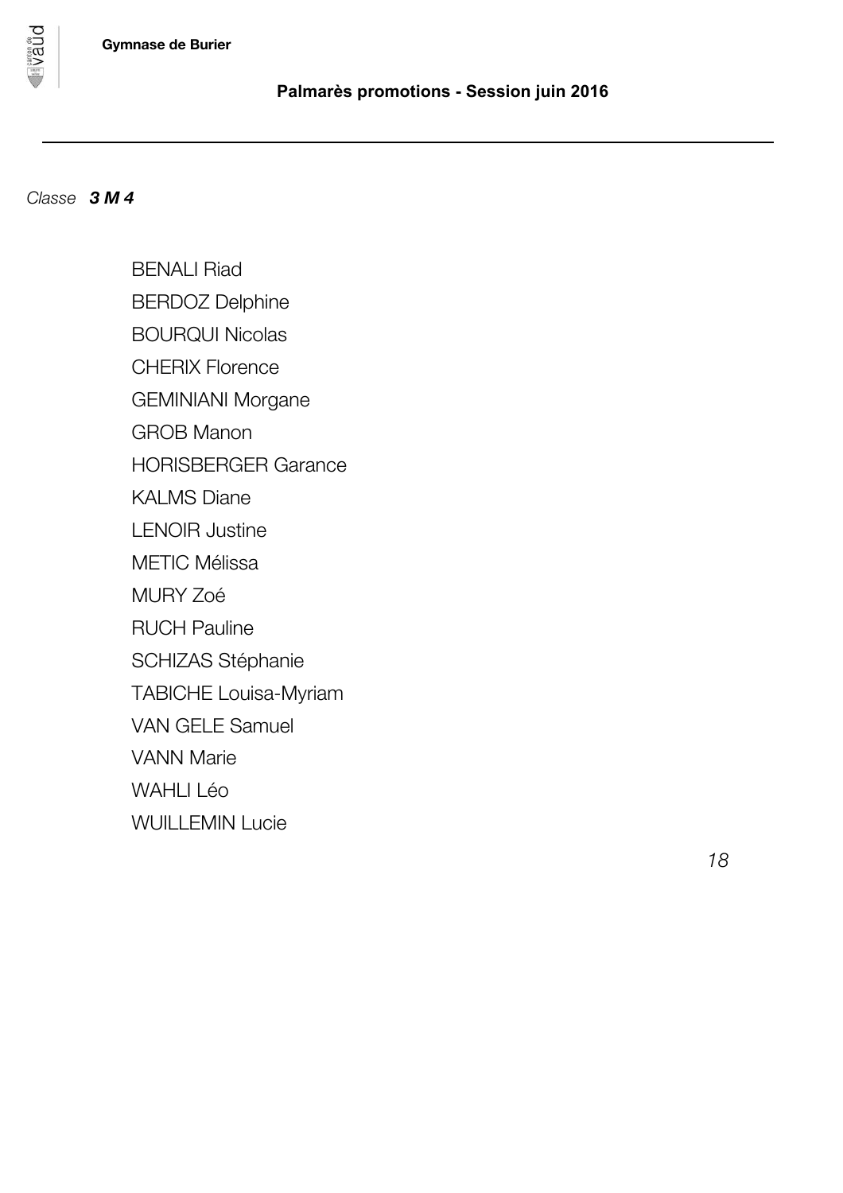*Classe* ***3 M 4***

- BENALI Riad
- BERDOZ Delphine
- BOURQUI Nicolas
- CHERIX Florence
- GEMINIANI Morgane
- GROB Manon
- HORISBERGER Garance
- KALMS Diane
- LENOIR Justine
- METIC Mélissa
- MURY Zoé
- RUCH Pauline
- SCHIZAS Stéphanie
- TABICHE Louisa-Myriam
- VAN GELE Samuel
- VANN Marie
- WAHLI Léo
- WUILLEMIN Lucie

*18*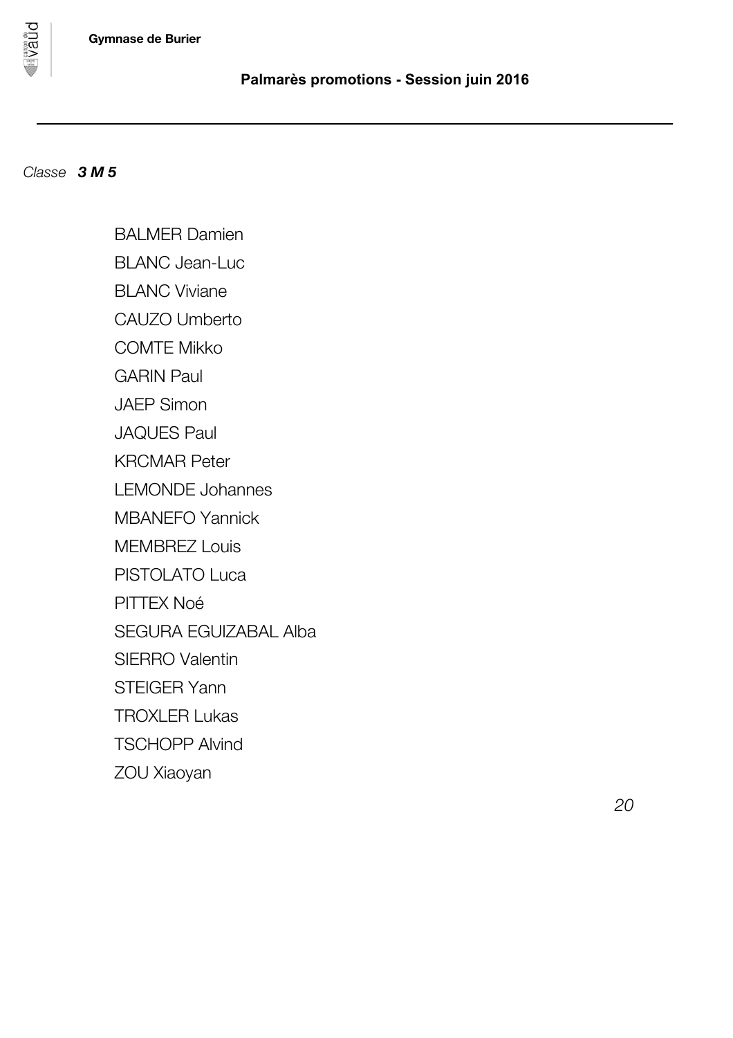*Classe* ***3 M 5***

BALMER Damien
BLANC Jean-Luc
BLANC Viviane
CAUZO Umberto
COMTE Mikko
GARIN Paul
JAEP Simon
JAQUES Paul
KRCMAR Peter
LEMONDE Johannes
MBANEFO Yannick
MEMBREZ Louis
PISTOLATO Luca
PITTEX Noé
SEGURA EGUIZABAL Alba
SIERRO Valentin
STEIGER Yann
TROXLER Lukas
TSCHOPP Alvind
ZOU Xiaoyan

*20*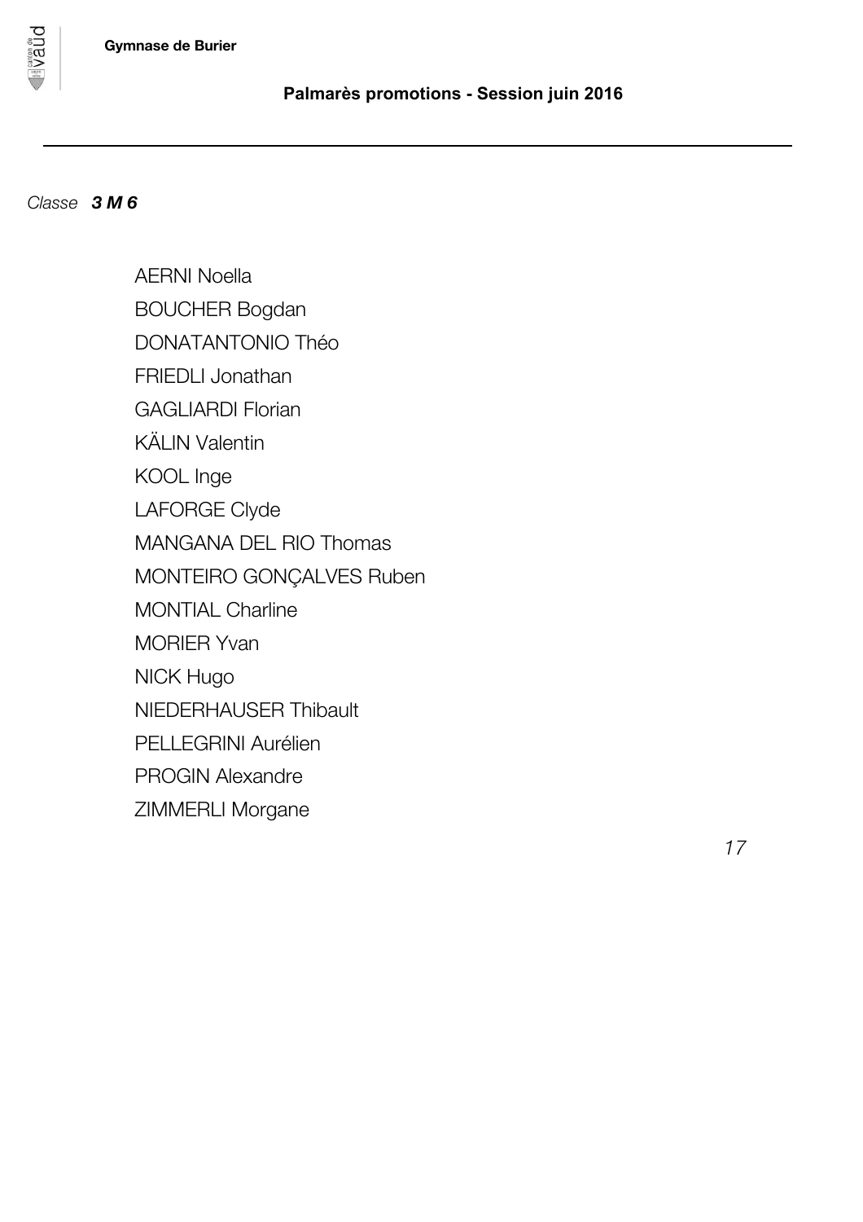*Classe* ***3 M 6***

AERNI Noella
BOUCHER Bogdan
DONATANTONIO Théo
FRIEDLI Jonathan
GAGLIARDI Florian
KÄLIN Valentin
KOOL Inge
LAFORGE Clyde
MANGANA DEL RIO Thomas
MONTEIRO GONÇALVES Ruben
MONTIAL Charline
MORIER Yvan
NICK Hugo
NIEDERHAUSER Thibault
PELLEGRINI Aurélien
PROGIN Alexandre
ZIMMERLI Morgane

*17*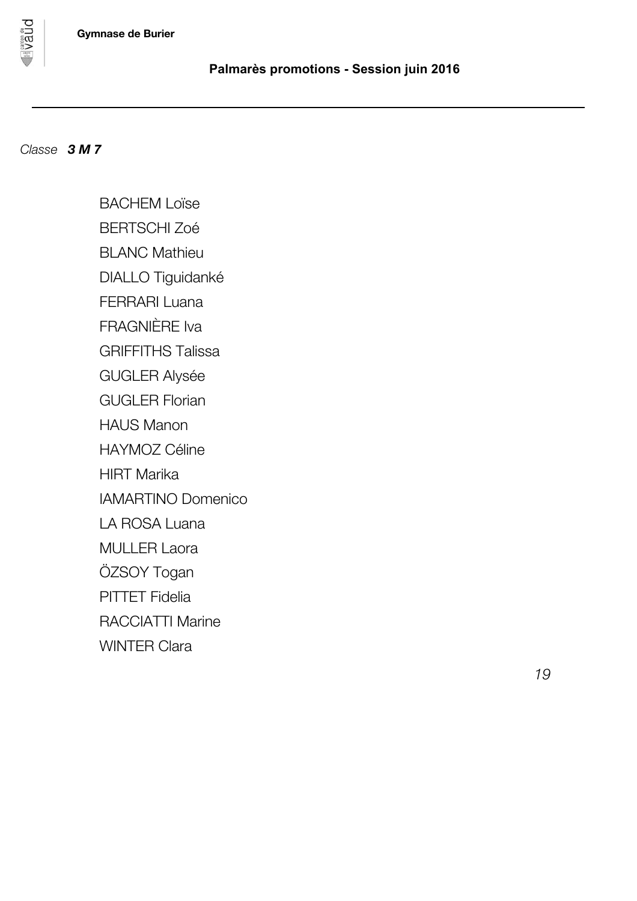*Classe* ***3 M 7***

BACHEM Loïse
BERTSCHI Zoé
BLANC Mathieu
DIALLO Tiguidanké
FERRARI Luana
FRAGNIÈRE Iva
GRIFFITHS Talissa
GUGLER Alysée
GUGLER Florian
HAUS Manon
HAYMOZ Céline
HIRT Marika
IAMARTINO Domenico
LA ROSA Luana
MULLER Laora
ÖZSOY Togan
PITTET Fidelia
RACCIATTI Marine
WINTER Clara

*19*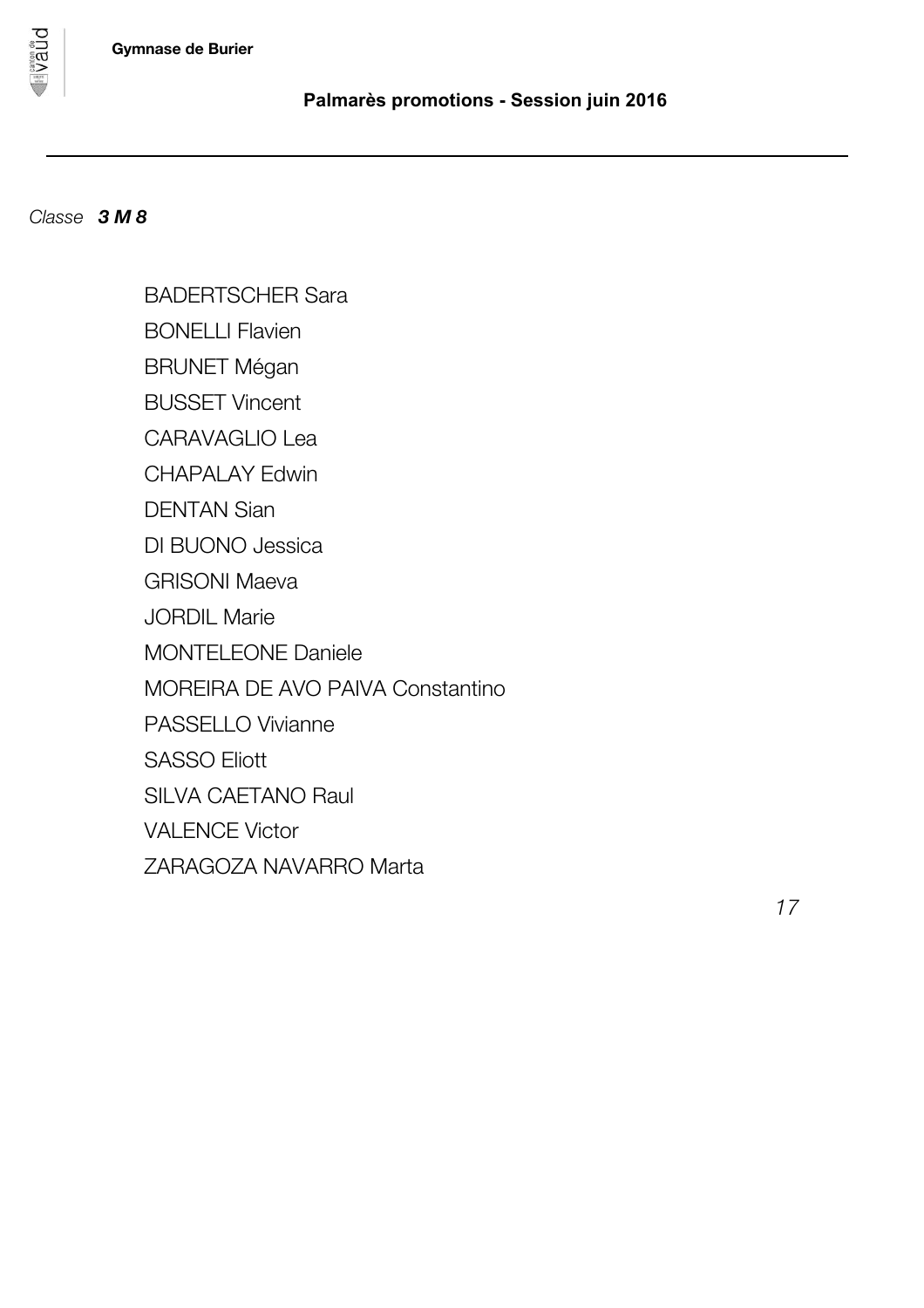*Classe* ***3 M 8***

BADERTSCHER Sara
BONELLI Flavien
BRUNET Mégan
BUSSET Vincent
CARAVAGLIO Lea
CHAPALAY Edwin
DENTAN Sian
DI BUONO Jessica
GRISONI Maeva
JORDIL Marie
MONTELEONE Daniele
MOREIRA DE AVO PAIVA Constantino
PASSELLO Vivianne
SASSO Eliott
SILVA CAETANO Raul
VALENCE Victor
ZARAGOZA NAVARRO Marta

*17*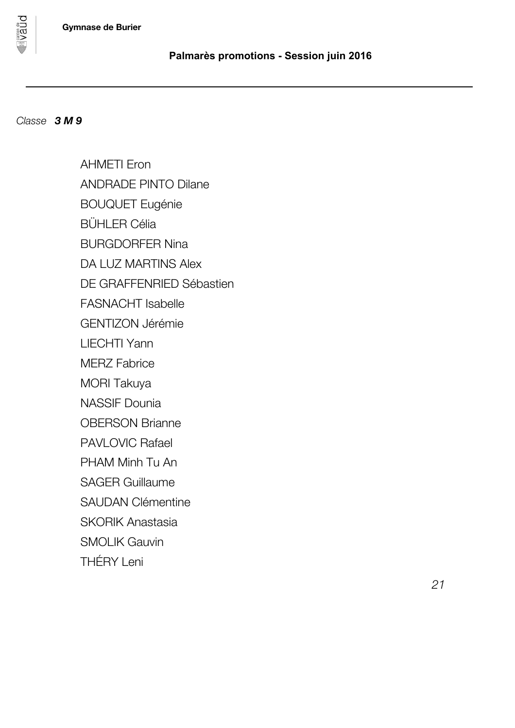*Classe* ***3 M 9***

AHMETI Eron
ANDRADE PINTO Dilane
BOUQUET Eugénie
BÜHLER Célia
BURGDORFER Nina
DA LUZ MARTINS Alex
DE GRAFFENRIED Sébastien
FASNACHT Isabelle
GENTIZON Jérémie
LIECHTI Yann
MERZ Fabrice
MORI Takuya
NASSIF Dounia
OBERSON Brianne
PAVLOVIC Rafael
PHAM Minh Tu An
SAGER Guillaume
SAUDAN Clémentine
SKORIK Anastasia
SMOLIK Gauvin
THÉRY Leni

*21*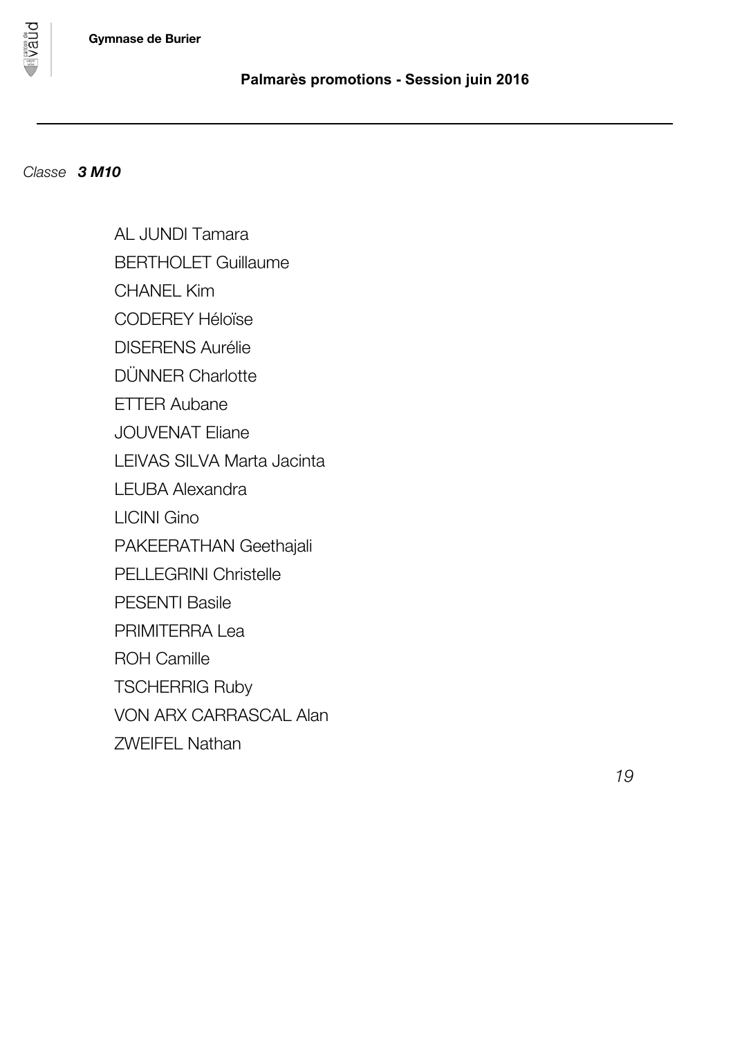*Classe* ***3 M10***

AL JUNDI Tamara
BERTHOLET Guillaume
CHANEL Kim
CODEREY Héloïse
DISERENS Aurélie
DÜNNER Charlotte
ETTER Aubane
JOUVENAT Eliane
LEIVAS SILVA Marta Jacinta
LEUBA Alexandra
LICINI Gino
PAKEERATHAN Geethajali
PELLEGRINI Christelle
PESENTI Basile
PRIMITERRA Lea
ROH Camille
TSCHERRIG Ruby
VON ARX CARRASCAL Alan
ZWEIFEL Nathan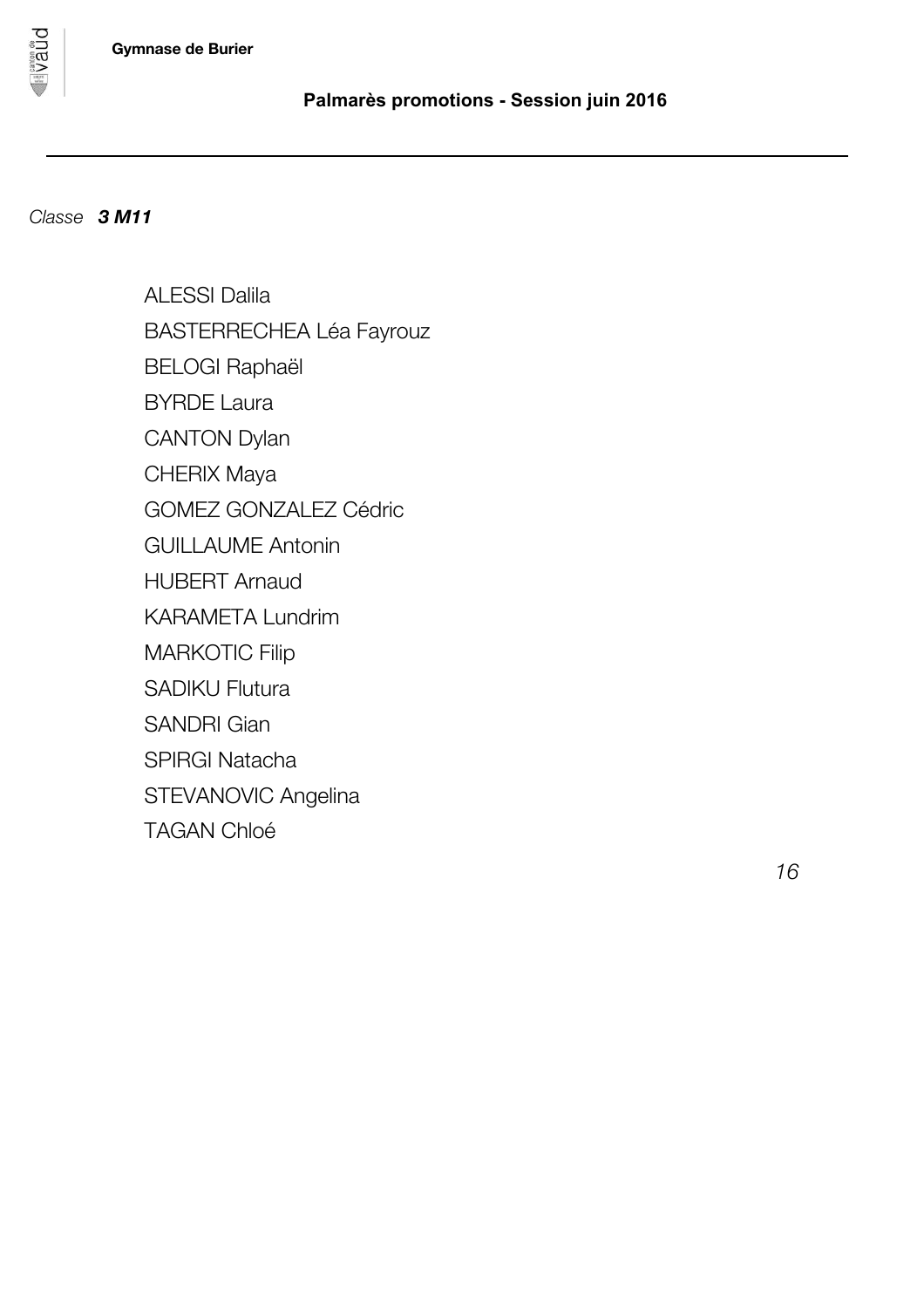Gymnase de Burier

**Palmarès promotions - Session juin 2016**

---

*Classe* ***3 M11***

ALESSI Dalila
BASTERRECHEA Léa Fayrouz
BELOGI Raphaël
BYRDE Laura
CANTON Dylan
CHERIX Maya
GOMEZ GONZALEZ Cédric
GUILLAUME Antonin
HUBERT Arnaud
KARAMETA Lundrim
MARKOTIC Filip
SADIKU Flutura
SANDRI Gian
SPIRGI Natacha
STEVANOVIC Angelina
TAGAN Chloé

*16*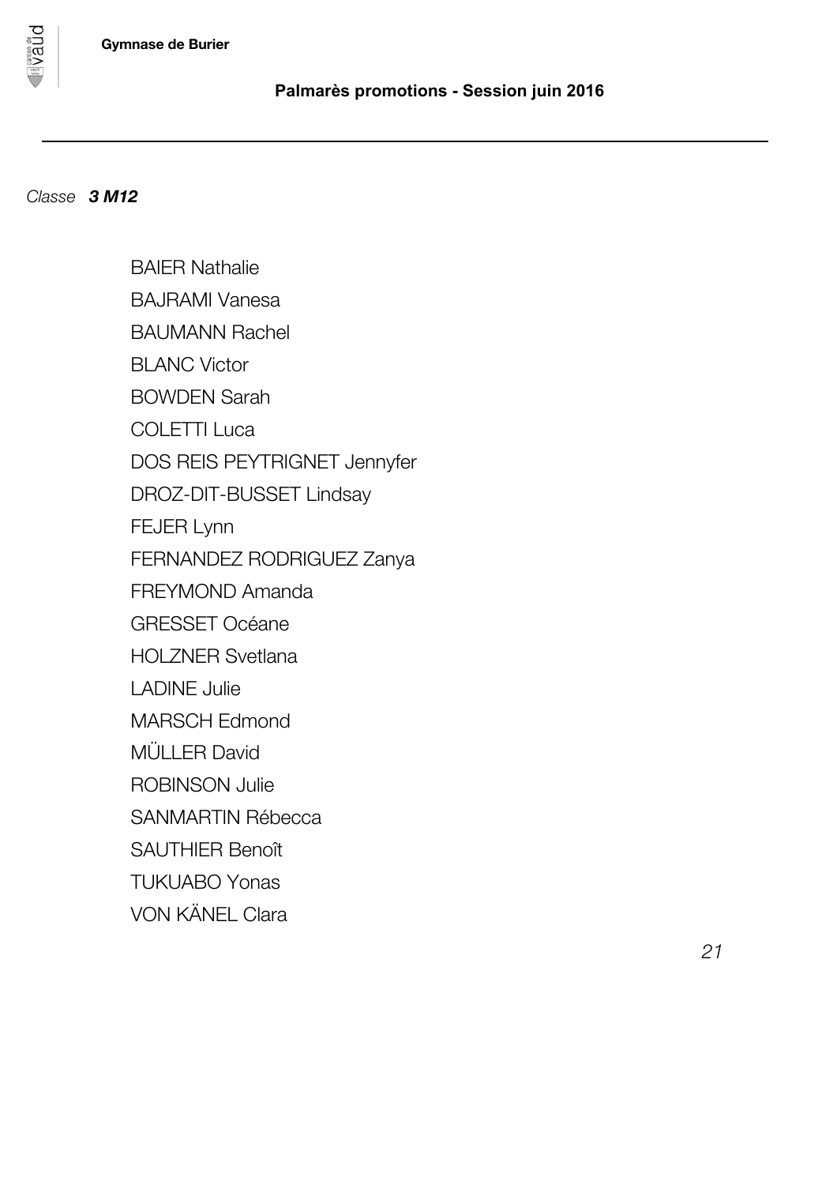*Classe* ***3 M12***

BAIER Nathalie

BAJRAMI Vanesa

BAUMANN Rachel

BLANC Victor

BOWDEN Sarah

COLETTI Luca

DOS REIS PEYTRIGNET Jennyfer

DROZ-DIT-BUSSET Lindsay

FEJER Lynn

FERNANDEZ RODRIGUEZ Zanya

FREYMOND Amanda

GRESSET Océane

HOLZNER Svetlana

LADINE Julie

MARSCH Edmond

MÜLLER David

ROBINSON Julie

SANMARTIN Rébecca

SAUTHIER Benoît

TUKUABO Yonas

VON KÄNEL Clara

*21*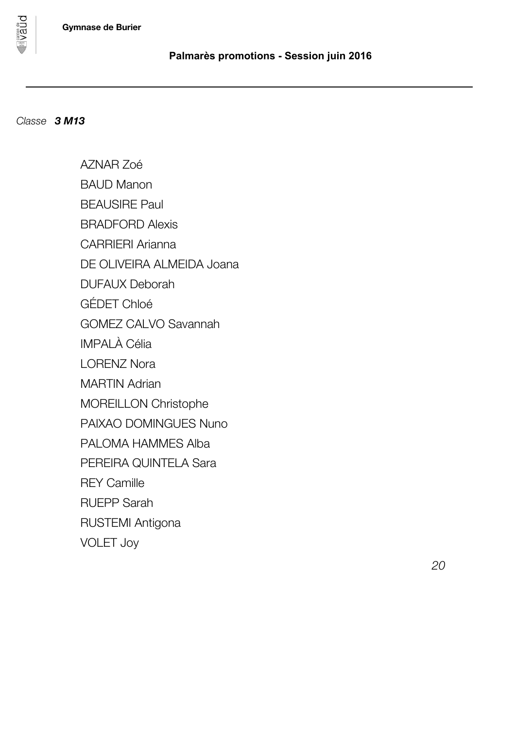*Classe* ***3 M13***

AZNAR Zoé
BAUD Manon
BEAUSIRE Paul
BRADFORD Alexis
CARRIERI Arianna
DE OLIVEIRA ALMEIDA Joana
DUFAUX Deborah
GÉDET Chloé
GOMEZ CALVO Savannah
IMPALÀ Célia
LORENZ Nora
MARTIN Adrian
MOREILLON Christophe
PAIXAO DOMINGUES Nuno
PALOMA HAMMES Alba
PEREIRA QUINTELA Sara
REY Camille
RUEPP Sarah
RUSTEMI Antigona
VOLET Joy

*20*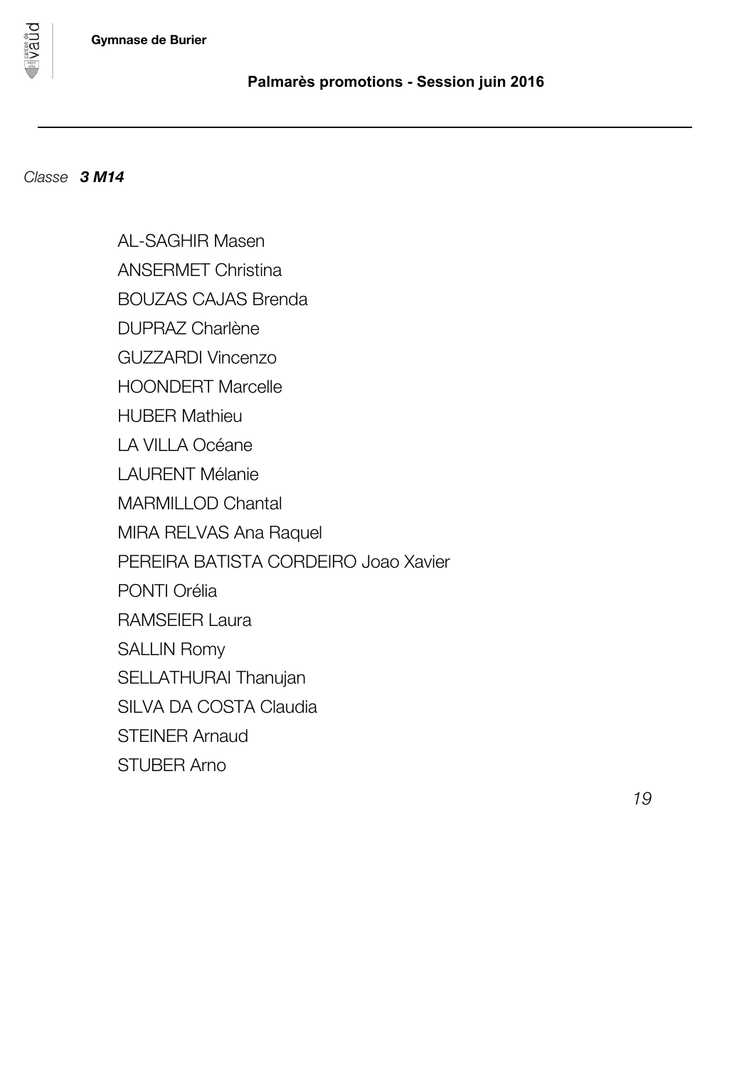*Classe* ***3 M14***

AL-SAGHIR Masen
ANSERMET Christina
BOUZAS CAJAS Brenda
DUPRAZ Charlène
GUZZARDI Vincenzo
HOONDERT Marcelle
HUBER Mathieu
LA VILLA Océane
LAURENT Mélanie
MARMILLOD Chantal
MIRA RELVAS Ana Raquel
PEREIRA BATISTA CORDEIRO Joao Xavier
PONTI Orélia
RAMSEIER Laura
SALLIN Romy
SELLATHURAI Thanujan
SILVA DA COSTA Claudia
STEINER Arnaud
STUBER Arno

*19*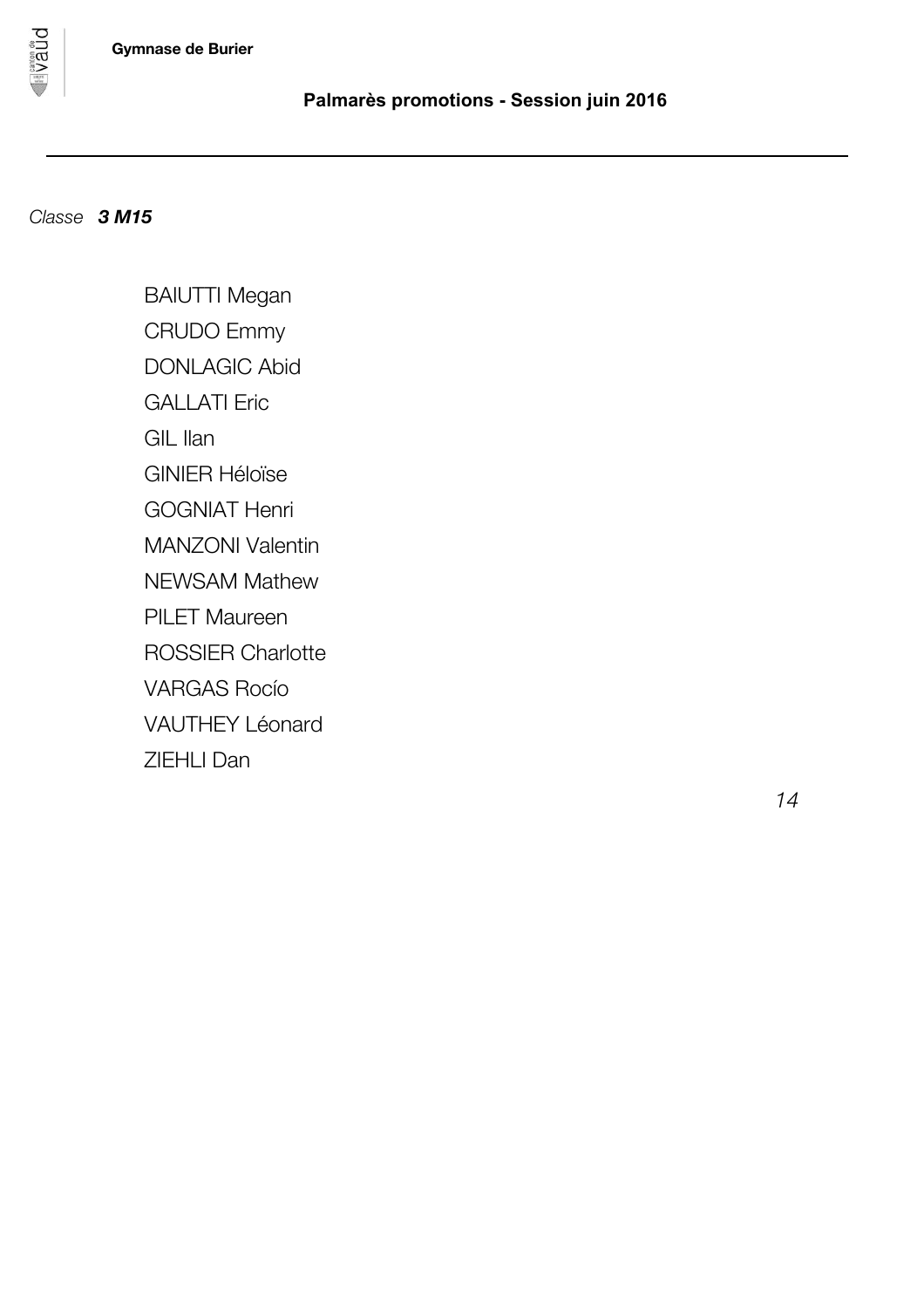Classe ***3 M15***

BAIUTTI Megan
CRUDO Emmy
DONLAGIC Abid
GALLATI Eric
GIL Ilan
GINIER Héloïse
GOGNIAT Henri
MANZONI Valentin
NEWSAM Mathew
PILET Maureen
ROSSIER Charlotte
VARGAS Rocío
VAUTHEY Léonard
ZIEHLI Dan

*14*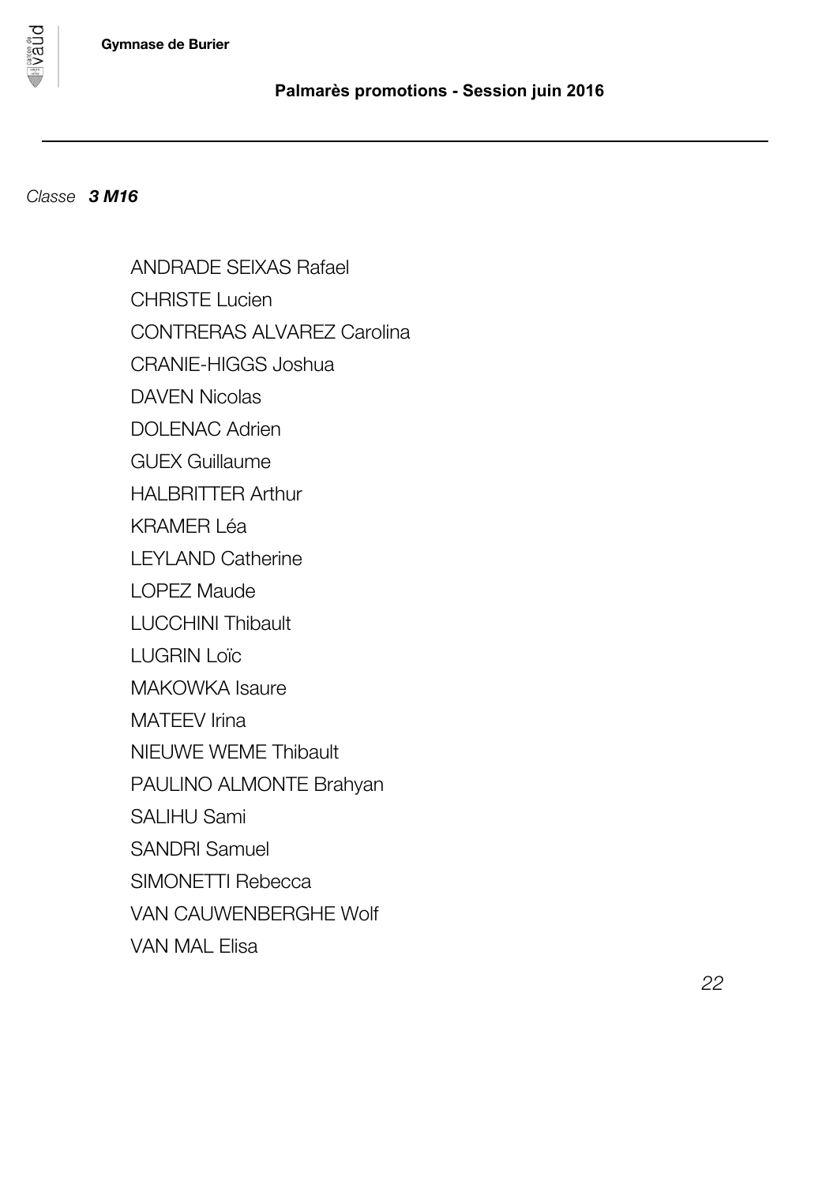*Classe* ***3 M16***

ANDRADE SEIXAS Rafael

CHRISTE Lucien

CONTRERAS ALVAREZ Carolina

CRANIE-HIGGS Joshua

DAVEN Nicolas

DOLENAC Adrien

GUEX Guillaume

HALBRITTER Arthur

KRAMER Léa

LEYLAND Catherine

LOPEZ Maude

LUCCHINI Thibault

LUGRIN Loïc

MAKOWKA Isaure

MATEEV Irina

NIEUWE WEME Thibault

PAULINO ALMONTE Brahyan

SALIHU Sami

SANDRI Samuel

SIMONETTI Rebecca

VAN CAUWENBERGHE Wolf

VAN MAL Elisa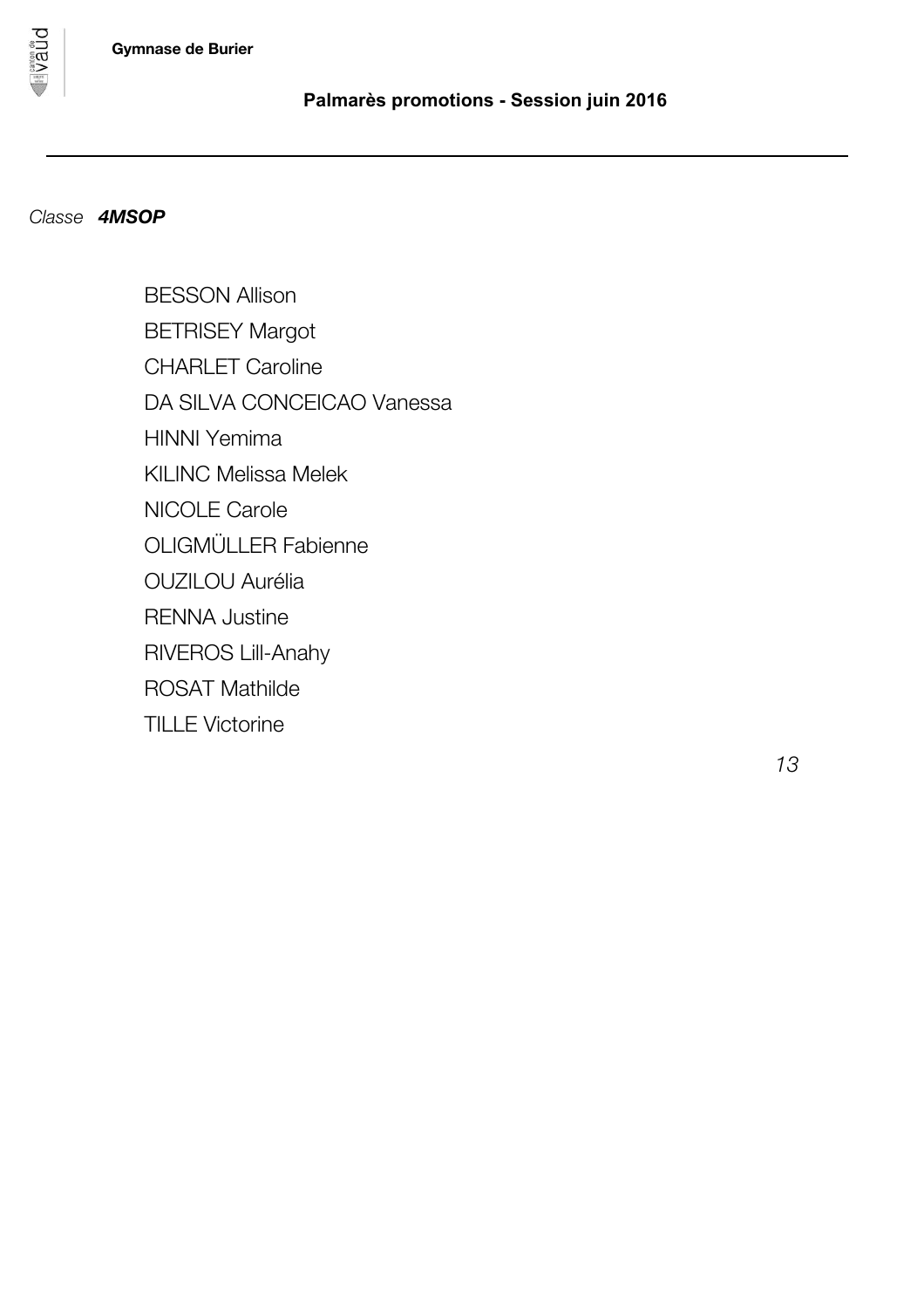*Classe* ***4MSOP***

BESSON Allison
BETRISEY Margot
CHARLET Caroline
DA SILVA CONCEICAO Vanessa
HINNI Yemima
KILINC Melissa Melek
NICOLE Carole
OLIGMÜLLER Fabienne
OUZILOU Aurélia
RENNA Justine
RIVEROS Lill-Anahy
ROSAT Mathilde
TILLE Victorine

*13*